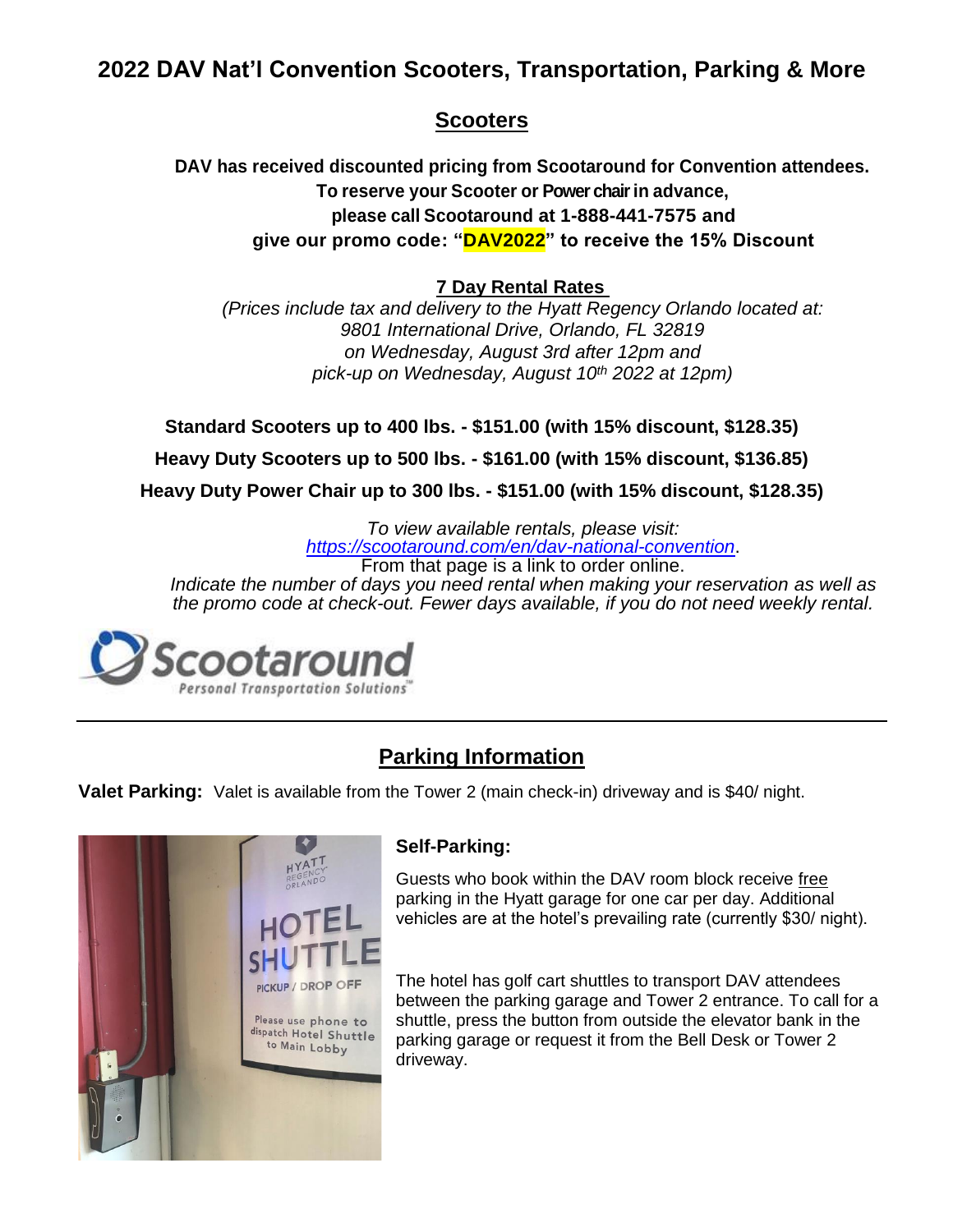# 2022 DAV Nat'l Convention Scooters, Transportation, Parking & More

## Scooters

**DAV has received discounted pricing from Scootaround for Convention attendees.**
**To reserve your Scooter or Power chair in advance,**
**please call Scootaround at 1-888-441-7575 and**
**give our promo code: "DAV2022" to receive the 15% Discount**

### 7 Day Rental Rates

*(Prices include tax and delivery to the Hyatt Regency Orlando located at:*
*9801 International Drive, Orlando, FL 32819*
*on Wednesday, August 3rd after 12pm and*
*pick-up on Wednesday, August 10th 2022 at 12pm)*

**Standard Scooters up to 400 lbs. - $151.00 (with 15% discount, $128.35)**

**Heavy Duty Scooters up to 500 lbs. - $161.00 (with 15% discount, $136.85)**

**Heavy Duty Power Chair up to 300 lbs. - $151.00 (with 15% discount, $128.35)**

*To view available rentals, please visit:*
*https://scootaround.com/en/dav-national-convention*.
From that page is a link to order online.
*Indicate the number of days you need rental when making your reservation as well as the promo code at check-out. Fewer days available, if you do not need weekly rental.*

Scootaround
Personal Transportation Solutions™

---

## Parking Information

**Valet Parking:** Valet is available from the Tower 2 (main check-in) driveway and is $40/ night.

### Self-Parking:

Guests who book within the DAV room block receive free parking in the Hyatt garage for one car per day. Additional vehicles are at the hotel's prevailing rate (currently $30/ night).

The hotel has golf cart shuttles to transport DAV attendees between the parking garage and Tower 2 entrance. To call for a shuttle, press the button from outside the elevator bank in the parking garage or request it from the Bell Desk or Tower 2 driveway.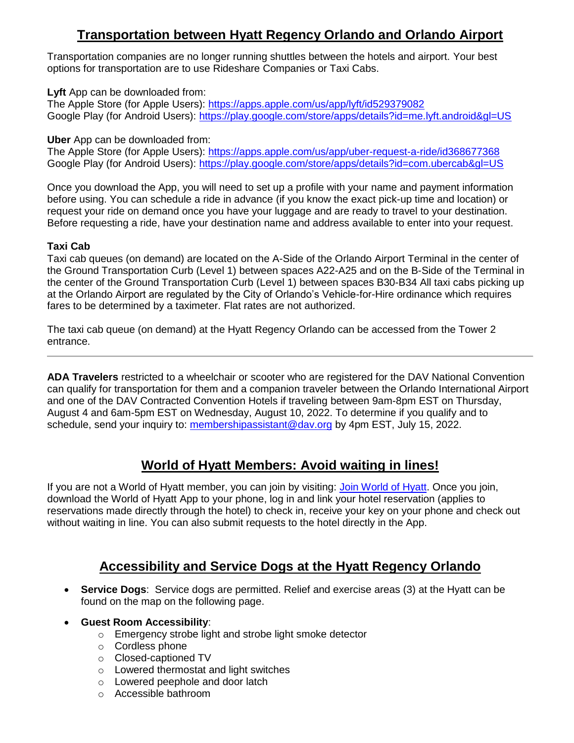## Transportation between Hyatt Regency Orlando and Orlando Airport

Transportation companies are no longer running shuttles between the hotels and airport. Your best options for transportation are to use Rideshare Companies or Taxi Cabs.

**Lyft** App can be downloaded from:
The Apple Store (for Apple Users): https://apps.apple.com/us/app/lyft/id529379082
Google Play (for Android Users): https://play.google.com/store/apps/details?id=me.lyft.android&gl=US

**Uber** App can be downloaded from:
The Apple Store (for Apple Users): https://apps.apple.com/us/app/uber-request-a-ride/id368677368
Google Play (for Android Users): https://play.google.com/store/apps/details?id=com.ubercab&gl=US

Once you download the App, you will need to set up a profile with your name and payment information before using. You can schedule a ride in advance (if you know the exact pick-up time and location) or request your ride on demand once you have your luggage and are ready to travel to your destination. Before requesting a ride, have your destination name and address available to enter into your request.

**Taxi Cab**
Taxi cab queues (on demand) are located on the A-Side of the Orlando Airport Terminal in the center of the Ground Transportation Curb (Level 1) between spaces A22-A25 and on the B-Side of the Terminal in the center of the Ground Transportation Curb (Level 1) between spaces B30-B34 All taxi cabs picking up at the Orlando Airport are regulated by the City of Orlando's Vehicle-for-Hire ordinance which requires fares to be determined by a taximeter. Flat rates are not authorized.

The taxi cab queue (on demand) at the Hyatt Regency Orlando can be accessed from the Tower 2 entrance.

---

**ADA Travelers** restricted to a wheelchair or scooter who are registered for the DAV National Convention can qualify for transportation for them and a companion traveler between the Orlando International Airport and one of the DAV Contracted Convention Hotels if traveling between 9am-8pm EST on Thursday, August 4 and 6am-5pm EST on Wednesday, August 10, 2022. To determine if you qualify and to schedule, send your inquiry to: membershipassistant@dav.org by 4pm EST, July 15, 2022.

## World of Hyatt Members: Avoid waiting in lines!

If you are not a World of Hyatt member, you can join by visiting: Join World of Hyatt. Once you join, download the World of Hyatt App to your phone, log in and link your hotel reservation (applies to reservations made directly through the hotel) to check in, receive your key on your phone and check out without waiting in line. You can also submit requests to the hotel directly in the App.

## Accessibility and Service Dogs at the Hyatt Regency Orlando

- **Service Dogs**: Service dogs are permitted. Relief and exercise areas (3) at the Hyatt can be found on the map on the following page.
- **Guest Room Accessibility**:
  - Emergency strobe light and strobe light smoke detector
  - Cordless phone
  - Closed-captioned TV
  - Lowered thermostat and light switches
  - Lowered peephole and door latch
  - Accessible bathroom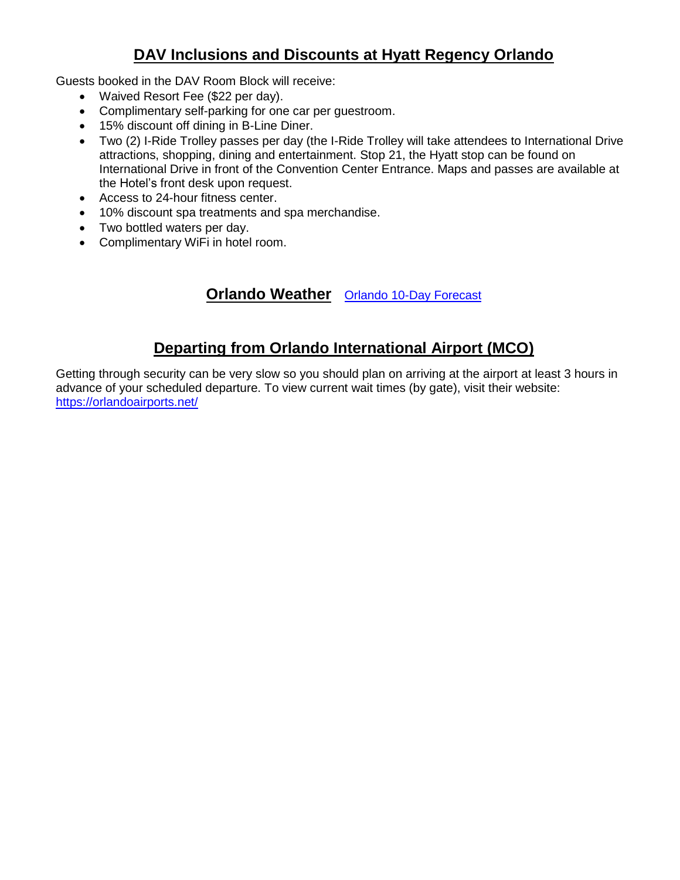## DAV Inclusions and Discounts at Hyatt Regency Orlando

Guests booked in the DAV Room Block will receive:

- Waived Resort Fee ($22 per day).
- Complimentary self-parking for one car per guestroom.
- 15% discount off dining in B-Line Diner.
- Two (2) I-Ride Trolley passes per day (the I-Ride Trolley will take attendees to International Drive attractions, shopping, dining and entertainment. Stop 21, the Hyatt stop can be found on International Drive in front of the Convention Center Entrance. Maps and passes are available at the Hotel's front desk upon request.
- Access to 24-hour fitness center.
- 10% discount spa treatments and spa merchandise.
- Two bottled waters per day.
- Complimentary WiFi in hotel room.

## Orlando Weather

Orlando 10-Day Forecast

## Departing from Orlando International Airport (MCO)

Getting through security can be very slow so you should plan on arriving at the airport at least 3 hours in advance of your scheduled departure. To view current wait times (by gate), visit their website: https://orlandoairports.net/